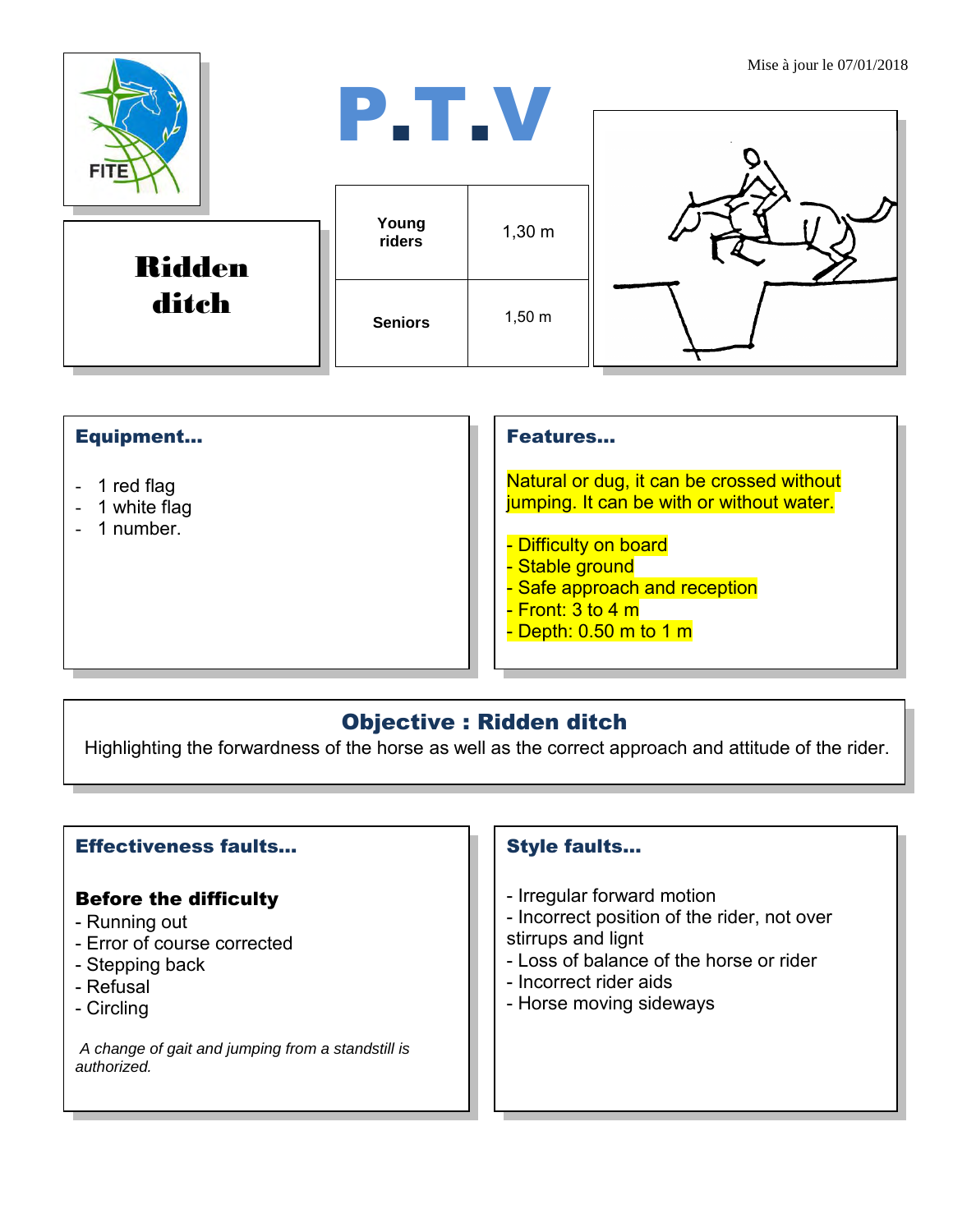Mise à jour le 07/01/2018

# P.T.V

## Ridden ditch

| Young riders | 1,30 m |
|---|---|
| Seniors | 1,50 m |

### Equipment...

- 1 red flag
- 1 white flag
- 1 number.

### Features...

Natural or dug, it can be crossed without jumping. It can be with or without water.

- Difficulty on board
- Stable ground
- Safe approach and reception
- Front: 3 to 4 m
- Depth: 0.50 m to 1 m

### Objective : Ridden ditch

Highlighting the forwardness of the horse as well as the correct approach and attitude of the rider.

### Effectiveness faults...

**Before the difficulty**

- Running out
- Error of course corrected
- Stepping back
- Refusal
- Circling

*A change of gait and jumping from a standstill is authorized.*

### Style faults...

- Irregular forward motion
- Incorrect position of the rider, not over stirrups and lignt
- Loss of balance of the horse or rider
- Incorrect rider aids
- Horse moving sideways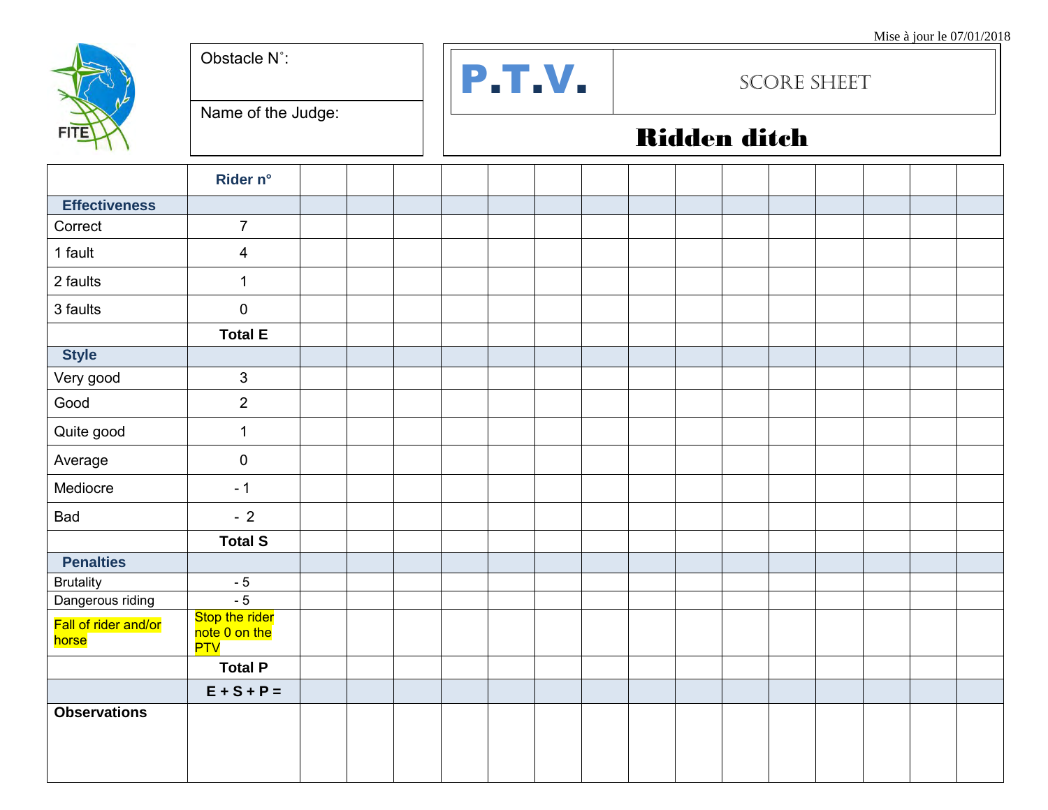Mise à jour le 07/01/2018

FITE

| Obstacle N˚: |
|---|
| Name of the Judge: |

# P.T.V. SCORE SHEET

## Ridden ditch

| | Rider n° | | | | | | | | | | | | | | | |
|---|---|---|---|---|---|---|---|---|---|---|---|---|---|---|---|---|
| **Effectiveness** | | | | | | | | | | | | | | | | |
| Correct | 7 | | | | | | | | | | | | | | | |
| 1 fault | 4 | | | | | | | | | | | | | | | |
| 2 faults | 1 | | | | | | | | | | | | | | | |
| 3 faults | 0 | | | | | | | | | | | | | | | |
| | **Total E** | | | | | | | | | | | | | | | |
| **Style** | | | | | | | | | | | | | | | | |
| Very good | 3 | | | | | | | | | | | | | | | |
| Good | 2 | | | | | | | | | | | | | | | |
| Quite good | 1 | | | | | | | | | | | | | | | |
| Average | 0 | | | | | | | | | | | | | | | |
| Mediocre | - 1 | | | | | | | | | | | | | | | |
| Bad | - 2 | | | | | | | | | | | | | | | |
| | **Total S** | | | | | | | | | | | | | | | |
| **Penalties** | | | | | | | | | | | | | | | | |
| Brutality | - 5 | | | | | | | | | | | | | | | |
| Dangerous riding | - 5 | | | | | | | | | | | | | | | |
| Fall of rider and/or horse | Stop the rider note 0 on the PTV | | | | | | | | | | | | | | | |
| | **Total P** | | | | | | | | | | | | | | | |
| | **E + S + P =** | | | | | | | | | | | | | | | |
| **Observations** | | | | | | | | | | | | | | | | |